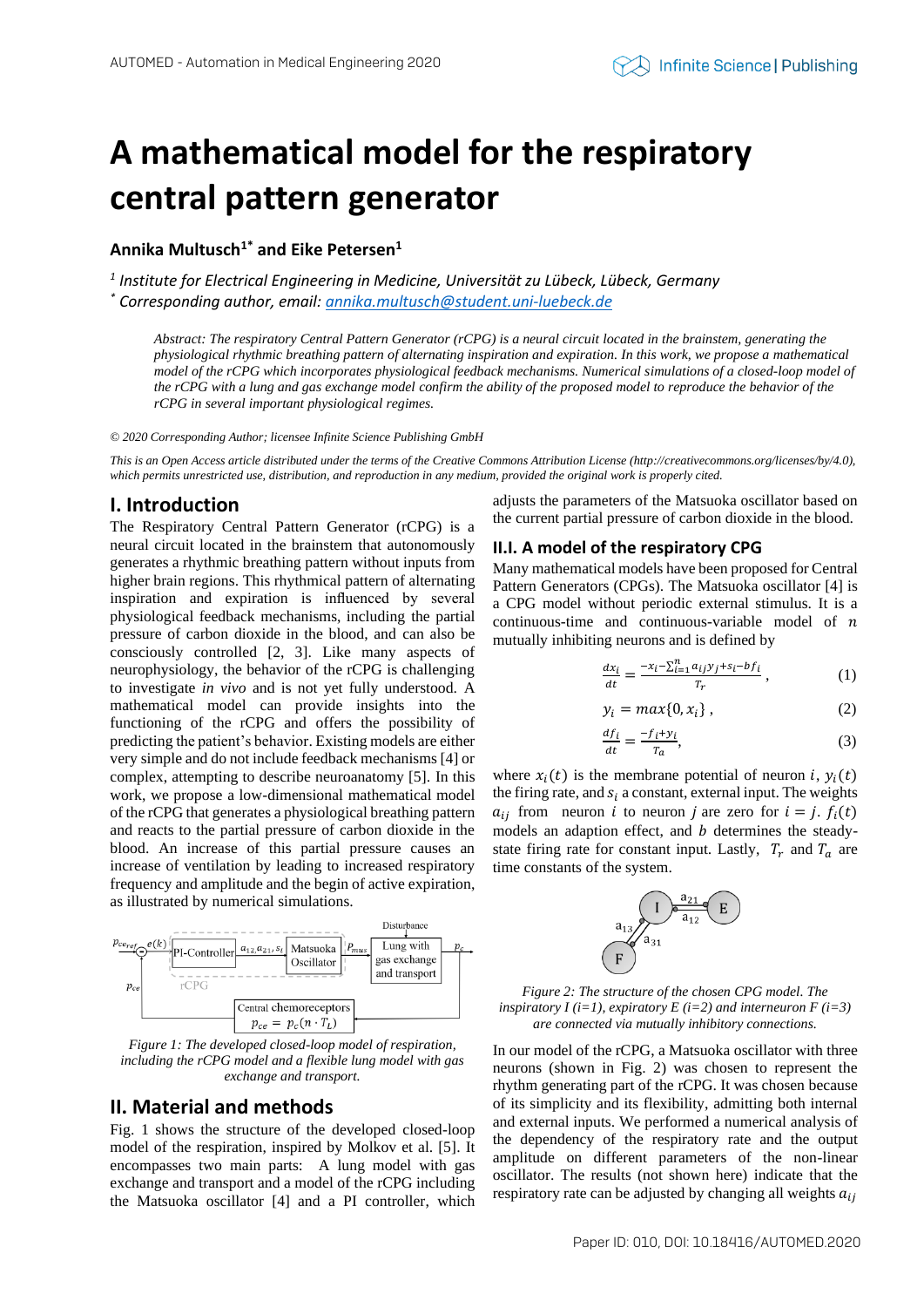# A mathematical model for the respiratory central pattern generator

**Annika Multusch[1*] and Eike Petersen[1]**

*[1] Institute for Electrical Engineering in Medicine, Universität zu Lübeck, Lübeck, Germany*
*[*] Corresponding author, email: annika.multusch@student.uni-luebeck.de*

*Abstract: The respiratory Central Pattern Generator (rCPG) is a neural circuit located in the brainstem, generating the physiological rhythmic breathing pattern of alternating inspiration and expiration. In this work, we propose a mathematical model of the rCPG which incorporates physiological feedback mechanisms. Numerical simulations of a closed-loop model of the rCPG with a lung and gas exchange model confirm the ability of the proposed model to reproduce the behavior of the rCPG in several important physiological regimes.*

*© 2020 Corresponding Author; licensee Infinite Science Publishing GmbH*

*This is an Open Access article distributed under the terms of the Creative Commons Attribution License (http://creativecommons.org/licenses/by/4.0), which permits unrestricted use, distribution, and reproduction in any medium, provided the original work is properly cited.*

## I. Introduction

The Respiratory Central Pattern Generator (rCPG) is a neural circuit located in the brainstem that autonomously generates a rhythmic breathing pattern without inputs from higher brain regions. This rhythmical pattern of alternating inspiration and expiration is influenced by several physiological feedback mechanisms, including the partial pressure of carbon dioxide in the blood, and can also be consciously controlled [2, 3]. Like many aspects of neurophysiology, the behavior of the rCPG is challenging to investigate *in vivo* and is not yet fully understood. A mathematical model can provide insights into the functioning of the rCPG and offers the possibility of predicting the patient's behavior. Existing models are either very simple and do not include feedback mechanisms [4] or complex, attempting to describe neuroanatomy [5]. In this work, we propose a low-dimensional mathematical model of the rCPG that generates a physiological breathing pattern and reacts to the partial pressure of carbon dioxide in the blood. An increase of this partial pressure causes an increase of ventilation by leading to increased respiratory frequency and amplitude and the begin of active expiration, as illustrated by numerical simulations.

*Figure 1: The developed closed-loop model of respiration, including the rCPG model and a flexible lung model with gas exchange and transport.*

## II. Material and methods

Fig. 1 shows the structure of the developed closed-loop model of the respiration, inspired by Molkov et al. [5]. It encompasses two main parts: A lung model with gas exchange and transport and a model of the rCPG including the Matsuoka oscillator [4] and a PI controller, which adjusts the parameters of the Matsuoka oscillator based on the current partial pressure of carbon dioxide in the blood.

### II.I. A model of the respiratory CPG

Many mathematical models have been proposed for Central Pattern Generators (CPGs). The Matsuoka oscillator [4] is a CPG model without periodic external stimulus. It is a continuous-time and continuous-variable model of $n$ mutually inhibiting neurons and is defined by

$$\frac{dx_i}{dt} = \frac{-x_i - \sum_{i=1}^{n} a_{ij} y_j + s_i - b f_i}{T_r}, \tag{1}$$

$$y_i = max\{0, x_i\}, \tag{2}$$

$$\frac{df_i}{dt} = \frac{-f_i + y_i}{T_a}, \tag{3}$$

where $x_i(t)$ is the membrane potential of neuron $i$, $y_i(t)$ the firing rate, and $s_i$ a constant, external input. The weights $a_{ij}$ from neuron $i$ to neuron $j$ are zero for $i = j$. $f_i(t)$ models an adaption effect, and $b$ determines the steady-state firing rate for constant input. Lastly, $T_r$ and $T_a$ are time constants of the system.

*Figure 2: The structure of the chosen CPG model. The inspiratory I (i=1), expiratory E (i=2) and interneuron F (i=3) are connected via mutually inhibitory connections.*

In our model of the rCPG, a Matsuoka oscillator with three neurons (shown in Fig. 2) was chosen to represent the rhythm generating part of the rCPG. It was chosen because of its simplicity and its flexibility, admitting both internal and external inputs. We performed a numerical analysis of the dependency of the respiratory rate and the output amplitude on different parameters of the non-linear oscillator. The results (not shown here) indicate that the respiratory rate can be adjusted by changing all weights $a_{ij}$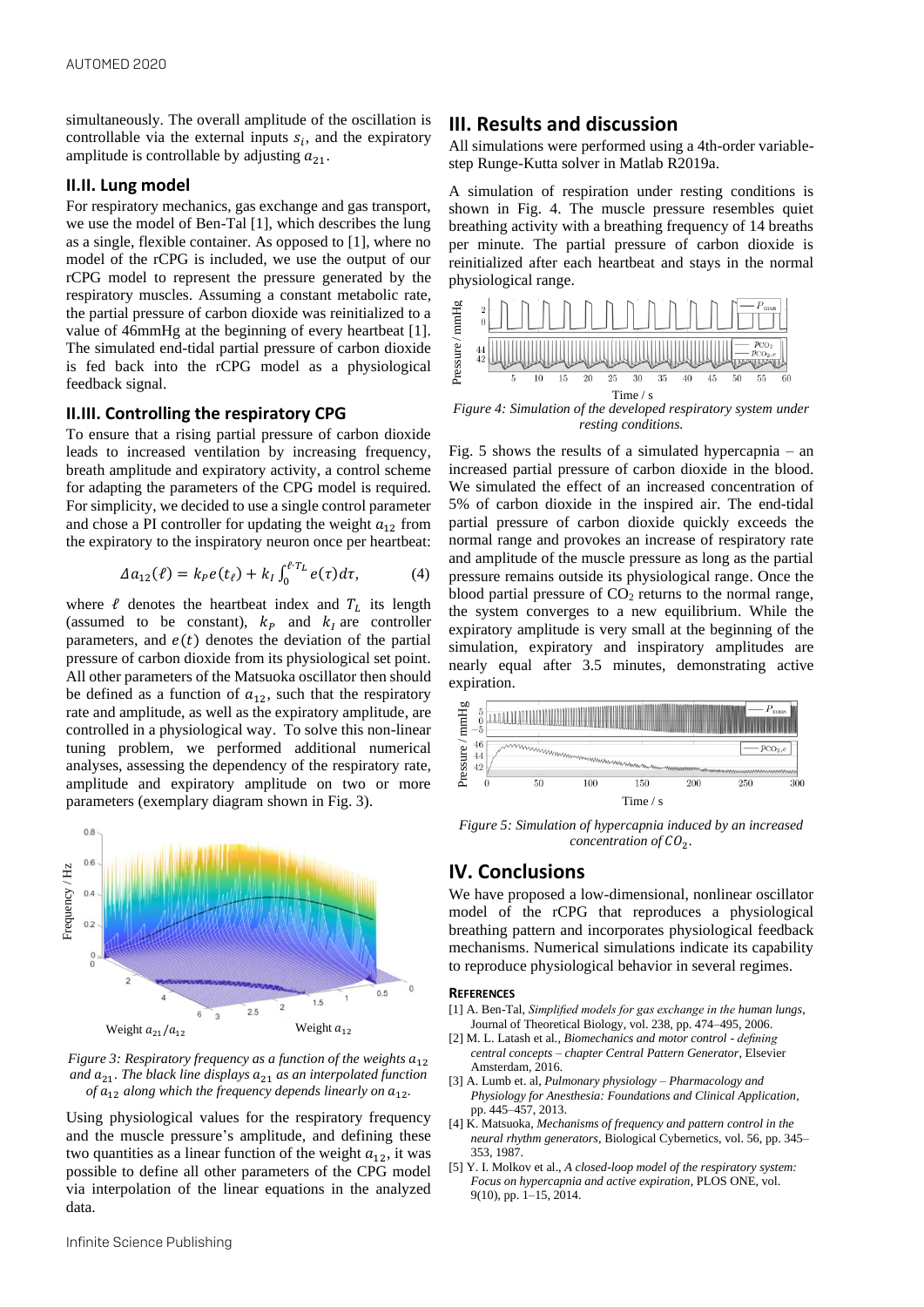simultaneously. The overall amplitude of the oscillation is controllable via the external inputs $s_i$, and the expiratory amplitude is controllable by adjusting $a_{21}$.

### II.II. Lung model

For respiratory mechanics, gas exchange and gas transport, we use the model of Ben-Tal [1], which describes the lung as a single, flexible container. As opposed to [1], where no model of the rCPG is included, we use the output of our rCPG model to represent the pressure generated by the respiratory muscles. Assuming a constant metabolic rate, the partial pressure of carbon dioxide was reinitialized to a value of 46mmHg at the beginning of every heartbeat [1]. The simulated end-tidal partial pressure of carbon dioxide is fed back into the rCPG model as a physiological feedback signal.

### II.III. Controlling the respiratory CPG

To ensure that a rising partial pressure of carbon dioxide leads to increased ventilation by increasing frequency, breath amplitude and expiratory activity, a control scheme for adapting the parameters of the CPG model is required. For simplicity, we decided to use a single control parameter and chose a PI controller for updating the weight $a_{12}$ from the expiratory to the inspiratory neuron once per heartbeat:

$$\Delta a_{12}(\ell) = k_P e(t_\ell) + k_I \int_0^{\ell \cdot T_L} e(\tau) d\tau, \qquad (4)$$

where $\ell$ denotes the heartbeat index and $T_L$ its length (assumed to be constant), $k_P$ and $k_I$ are controller parameters, and $e(t)$ denotes the deviation of the partial pressure of carbon dioxide from its physiological set point. All other parameters of the Matsuoka oscillator then should be defined as a function of $a_{12}$, such that the respiratory rate and amplitude, as well as the expiratory amplitude, are controlled in a physiological way. To solve this non-linear tuning problem, we performed additional numerical analyses, assessing the dependency of the respiratory rate, amplitude and expiratory amplitude on two or more parameters (exemplary diagram shown in Fig. 3).

Frequency / Hz
0.8
0.6
0.4
0.2
0
0
2
4
6
3
2.5
2
1.5
1
0.5
0
Weight $a_{21}/a_{12}$
Weight $a_{12}$

*Figure 3: Respiratory frequency as a function of the weights $a_{12}$ and $a_{21}$. The black line displays $a_{21}$ as an interpolated function of $a_{12}$ along which the frequency depends linearly on $a_{12}$.*

Using physiological values for the respiratory frequency and the muscle pressure's amplitude, and defining these two quantities as a linear function of the weight $a_{12}$, it was possible to define all other parameters of the CPG model via interpolation of the linear equations in the analyzed data.

## III. Results and discussion

All simulations were performed using a 4th-order variable-step Runge-Kutta solver in Matlab R2019a.

A simulation of respiration under resting conditions is shown in Fig. 4. The muscle pressure resembles quiet breathing activity with a breathing frequency of 14 breaths per minute. The partial pressure of carbon dioxide is reinitialized after each heartbeat and stays in the normal physiological range.

Pressure / mmHg
2
0
44
42
$P_{mus}$
$p_{CO_2}$
$p_{CO_2,e}$
5 10 15 20 25 30 35 40 45 50 55 60
Time / s

*Figure 4: Simulation of the developed respiratory system under resting conditions.*

Fig. 5 shows the results of a simulated hypercapnia – an increased partial pressure of carbon dioxide in the blood. We simulated the effect of an increased concentration of 5% of carbon dioxide in the inspired air. The end-tidal partial pressure of carbon dioxide quickly exceeds the normal range and provokes an increase of respiratory rate and amplitude of the muscle pressure as long as the partial pressure remains outside its physiological range. Once the blood partial pressure of $CO_2$ returns to the normal range, the system converges to a new equilibrium. While the expiratory amplitude is very small at the beginning of the simulation, expiratory and inspiratory amplitudes are nearly equal after 3.5 minutes, demonstrating active expiration.

Pressure / mmHg
5
0
−5
46
44
42
$P_{mus}$
$p_{CO_2,e}$
0 50 100 150 200 250 300
Time / s

*Figure 5: Simulation of hypercapnia induced by an increased concentration of $CO_2$.*

## IV. Conclusions

We have proposed a low-dimensional, nonlinear oscillator model of the rCPG that reproduces a physiological breathing pattern and incorporates physiological feedback mechanisms. Numerical simulations indicate its capability to reproduce physiological behavior in several regimes.

#### REFERENCES

[1] A. Ben-Tal, *Simplified models for gas exchange in the human lungs*, Journal of Theoretical Biology, vol. 238, pp. 474–495, 2006.

[2] M. L. Latash et al., *Biomechanics and motor control - defining central concepts – chapter Central Pattern Generator*, Elsevier Amsterdam, 2016.

[3] A. Lumb et. al, *Pulmonary physiology – Pharmacology and Physiology for Anesthesia: Foundations and Clinical Application*, pp. 445–457, 2013.

[4] K. Matsuoka, *Mechanisms of frequency and pattern control in the neural rhythm generators*, Biological Cybernetics, vol. 56, pp. 345–353, 1987.

[5] Y. I. Molkov et al., *A closed-loop model of the respiratory system: Focus on hypercapnia and active expiration*, PLOS ONE, vol. 9(10), pp. 1–15, 2014.